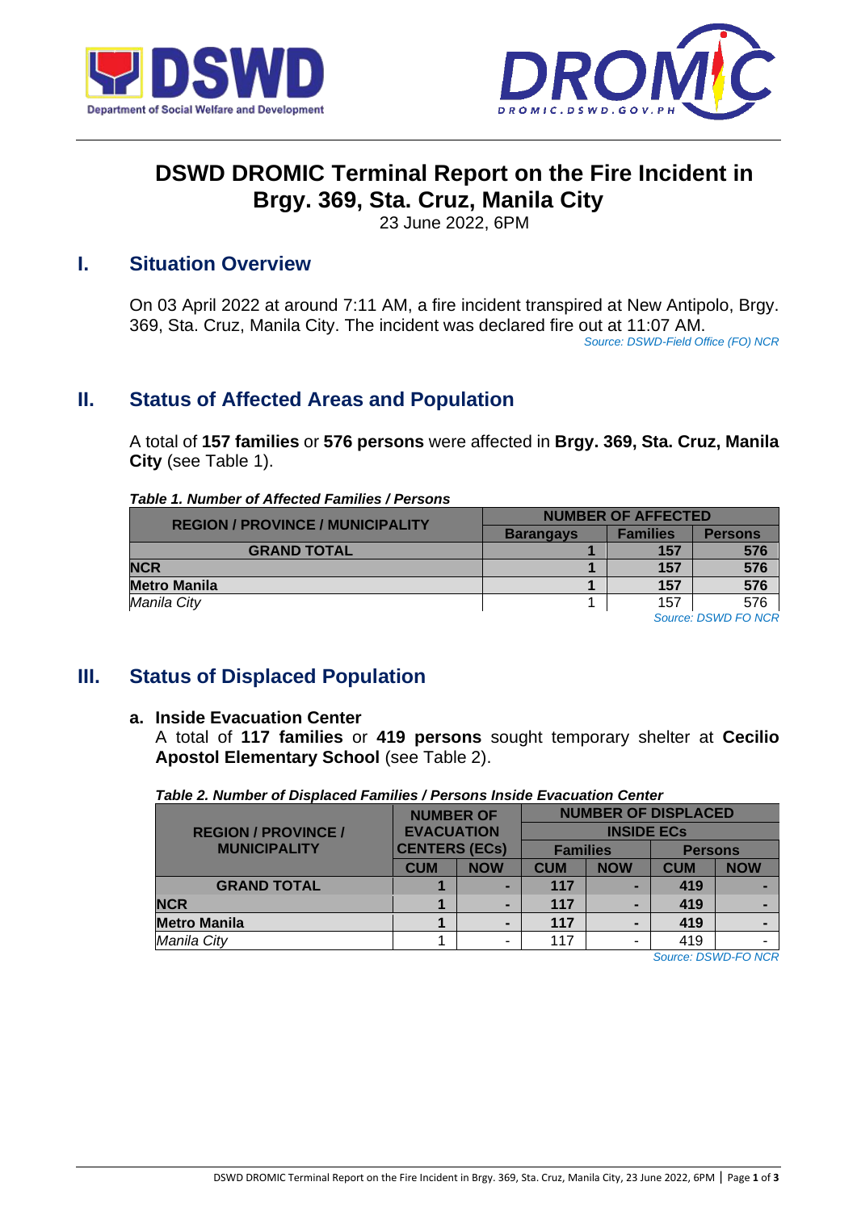# DSWD DROMIC Terminal Report on the Fire Incident in Brgy. 369, Sta. Cruz, Manila City

23 June 2022, 6PM

## I. Situation Overview

On 03 April 2022 at around 7:11 AM, a fire incident transpired at New Antipolo, Brgy. 369, Sta. Cruz, Manila City. The incident was declared fire out at 11:07 AM.

*Source: DSWD-Field Office (FO) NCR*

## II. Status of Affected Areas and Population

A total of **157 families** or **576 persons** were affected in **Brgy. 369, Sta. Cruz, Manila City** (see Table 1).

***Table 1. Number of Affected Families / Persons***

| REGION / PROVINCE / MUNICIPALITY | NUMBER OF AFFECTED | | |
|---|---|---|---|
| | Barangays | Families | Persons |
| **GRAND TOTAL** | **1** | **157** | **576** |
| **NCR** | **1** | **157** | **576** |
| **Metro Manila** | **1** | **157** | **576** |
| *Manila City* | 1 | 157 | 576 |

*Source: DSWD FO NCR*

## III. Status of Displaced Population

### a. Inside Evacuation Center

A total of **117 families** or **419 persons** sought temporary shelter at **Cecilio Apostol Elementary School** (see Table 2).

***Table 2. Number of Displaced Families / Persons Inside Evacuation Center***

| REGION / PROVINCE / MUNICIPALITY | NUMBER OF EVACUATION CENTERS (ECs) | | NUMBER OF DISPLACED INSIDE ECs | | | |
|---|---|---|---|---|---|---|
| | | | Families | | Persons | |
| | CUM | NOW | CUM | NOW | CUM | NOW |
| **GRAND TOTAL** | **1** | **-** | **117** | **-** | **419** | **-** |
| **NCR** | **1** | **-** | **117** | **-** | **419** | **-** |
| **Metro Manila** | **1** | **-** | **117** | **-** | **419** | **-** |
| *Manila City* | 1 | - | 117 | - | 419 | - |

*Source: DSWD-FO NCR*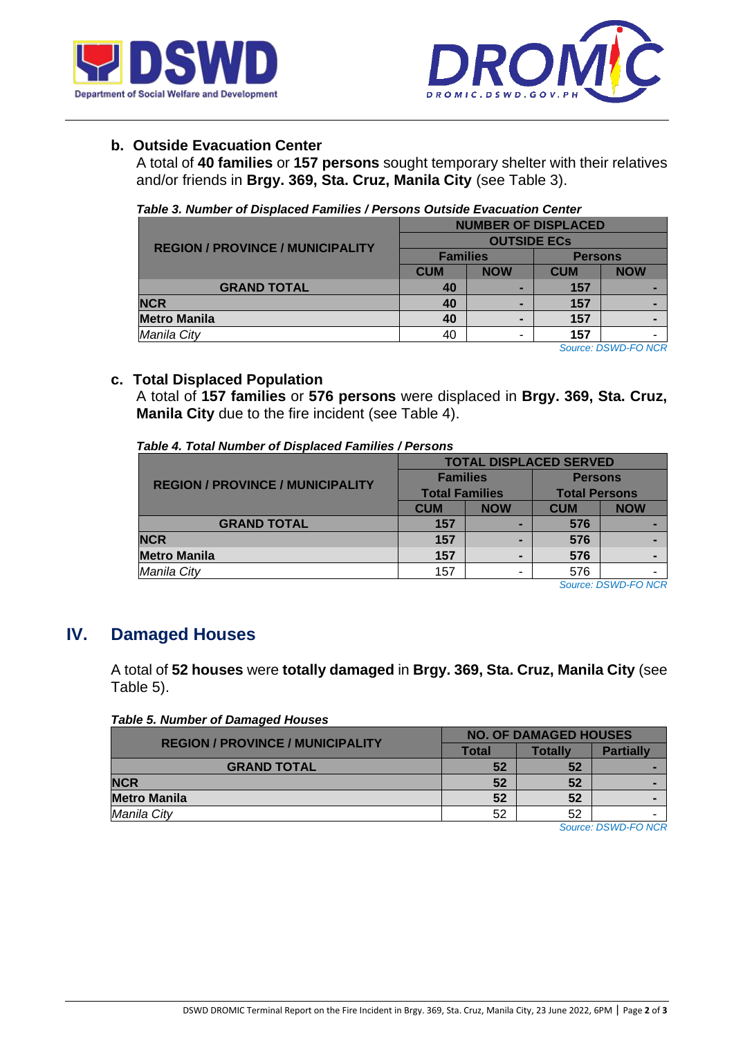**b. Outside Evacuation Center**

A total of **40 families** or **157 persons** sought temporary shelter with their relatives and/or friends in **Brgy. 369, Sta. Cruz, Manila City** (see Table 3).

***Table 3. Number of Displaced Families / Persons Outside Evacuation Center***

| REGION / PROVINCE / MUNICIPALITY | NUMBER OF DISPLACED OUTSIDE ECs | | | |
|---|---|---|---|---|
| | Families | | Persons | |
| | CUM | NOW | CUM | NOW |
| **GRAND TOTAL** | **40** | **-** | **157** | **-** |
| **NCR** | **40** | **-** | **157** | **-** |
| **Metro Manila** | **40** | **-** | **157** | **-** |
| *Manila City* | 40 | - | **157** | - |

*Source: DSWD-FO NCR*

**c. Total Displaced Population**

A total of **157 families** or **576 persons** were displaced in **Brgy. 369, Sta. Cruz, Manila City** due to the fire incident (see Table 4).

***Table 4. Total Number of Displaced Families / Persons***

| REGION / PROVINCE / MUNICIPALITY | TOTAL DISPLACED SERVED | | | |
|---|---|---|---|---|
| | Families Total Families | | Persons Total Persons | |
| | CUM | NOW | CUM | NOW |
| **GRAND TOTAL** | **157** | **-** | **576** | **-** |
| **NCR** | **157** | **-** | **576** | **-** |
| **Metro Manila** | **157** | **-** | **576** | **-** |
| *Manila City* | 157 | - | 576 | - |

*Source: DSWD-FO NCR*

## IV. Damaged Houses

A total of **52 houses** were **totally damaged** in **Brgy. 369, Sta. Cruz, Manila City** (see Table 5).

***Table 5. Number of Damaged Houses***

| REGION / PROVINCE / MUNICIPALITY | NO. OF DAMAGED HOUSES | | |
|---|---|---|---|
| | Total | Totally | Partially |
| **GRAND TOTAL** | **52** | **52** | **-** |
| **NCR** | **52** | **52** | **-** |
| **Metro Manila** | **52** | **52** | **-** |
| *Manila City* | 52 | 52 | - |

*Source: DSWD-FO NCR*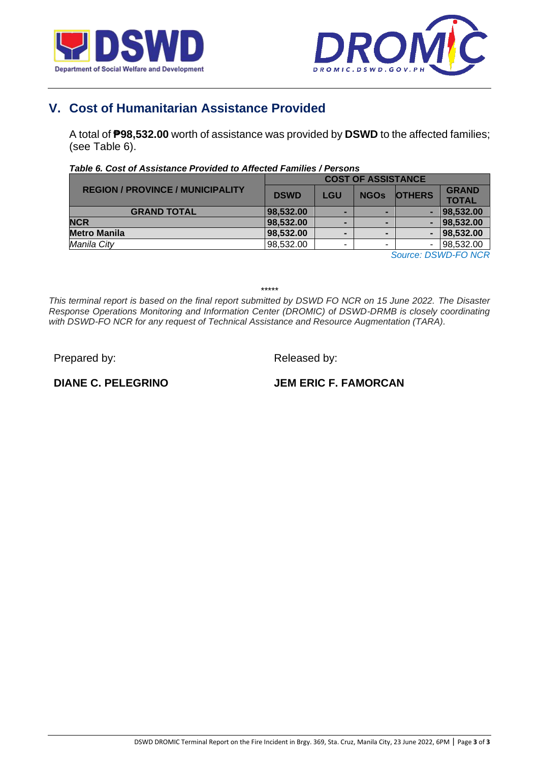## V. Cost of Humanitarian Assistance Provided

A total of **₱98,532.00** worth of assistance was provided by **DSWD** to the affected families; (see Table 6).

***Table 6. Cost of Assistance Provided to Affected Families / Persons***

| REGION / PROVINCE / MUNICIPALITY | COST OF ASSISTANCE | | | | |
|---|---|---|---|---|---|
| | DSWD | LGU | NGOs | OTHERS | GRAND TOTAL |
| **GRAND TOTAL** | **98,532.00** | **-** | **-** | **-** | **98,532.00** |
| **NCR** | **98,532.00** | **-** | **-** | **-** | **98,532.00** |
| **Metro Manila** | **98,532.00** | **-** | **-** | **-** | **98,532.00** |
| *Manila City* | 98,532.00 | - | - | - | 98,532.00 |

*Source: DSWD-FO NCR*

*****

*This terminal report is based on the final report submitted by DSWD FO NCR on 15 June 2022. The Disaster Response Operations Monitoring and Information Center (DROMIC) of DSWD-DRMB is closely coordinating with DSWD-FO NCR for any request of Technical Assistance and Resource Augmentation (TARA).*

Prepared by:

**DIANE C. PELEGRINO**

Released by:

**JEM ERIC F. FAMORCAN**